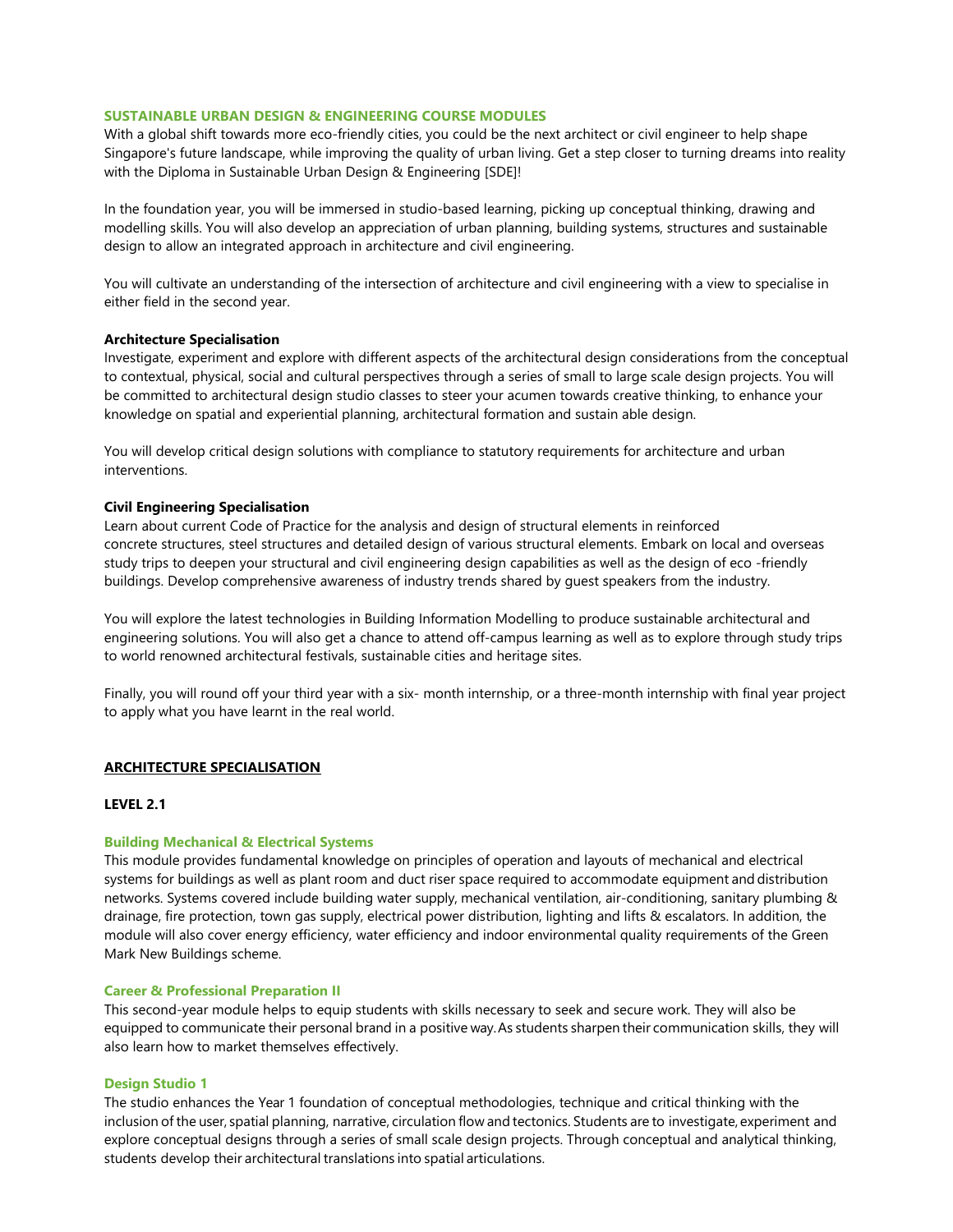## SUSTAINABLE URBAN DESIGN & ENGINEERING COURSE MODULES

With a global shift towards more eco-friendly cities, you could be the next architect or civil engineer to help shape Singapore's future landscape, while improving the quality of urban living. Get a step closer to turning dreams into reality with the Diploma in Sustainable Urban Design & Engineering [SDE]!

In the foundation year, you will be immersed in studio-based learning, picking up conceptual thinking, drawing and modelling skills. You will also develop an appreciation of urban planning, building systems, structures and sustainable design to allow an integrated approach in architecture and civil engineering.

You will cultivate an understanding of the intersection of architecture and civil engineering with a view to specialise in either field in the second year.

**Architecture Specialisation**

Investigate, experiment and explore with different aspects of the architectural design considerations from the conceptual to contextual, physical, social and cultural perspectives through a series of small to large scale design projects. You will be committed to architectural design studio classes to steer your acumen towards creative thinking, to enhance your knowledge on spatial and experiential planning, architectural formation and sustain able design.

You will develop critical design solutions with compliance to statutory requirements for architecture and urban interventions.

**Civil Engineering Specialisation**

Learn about current Code of Practice for the analysis and design of structural elements in reinforced concrete structures, steel structures and detailed design of various structural elements. Embark on local and overseas study trips to deepen your structural and civil engineering design capabilities as well as the design of eco -friendly buildings. Develop comprehensive awareness of industry trends shared by guest speakers from the industry.

You will explore the latest technologies in Building Information Modelling to produce sustainable architectural and engineering solutions. You will also get a chance to attend off-campus learning as well as to explore through study trips to world renowned architectural festivals, sustainable cities and heritage sites.

Finally, you will round off your third year with a six- month internship, or a three-month internship with final year project to apply what you have learnt in the real world.

## ARCHITECTURE SPECIALISATION

### LEVEL 2.1

#### Building Mechanical & Electrical Systems

This module provides fundamental knowledge on principles of operation and layouts of mechanical and electrical systems for buildings as well as plant room and duct riser space required to accommodate equipment and distribution networks. Systems covered include building water supply, mechanical ventilation, air-conditioning, sanitary plumbing & drainage, fire protection, town gas supply, electrical power distribution, lighting and lifts & escalators. In addition, the module will also cover energy efficiency, water efficiency and indoor environmental quality requirements of the Green Mark New Buildings scheme.

#### Career & Professional Preparation II

This second-year module helps to equip students with skills necessary to seek and secure work. They will also be equipped to communicate their personal brand in a positive way. As students sharpen their communication skills, they will also learn how to market themselves effectively.

#### Design Studio 1

The studio enhances the Year 1 foundation of conceptual methodologies, technique and critical thinking with the inclusion of the user, spatial planning, narrative, circulation flow and tectonics. Students are to investigate, experiment and explore conceptual designs through a series of small scale design projects. Through conceptual and analytical thinking, students develop their architectural translations into spatial articulations.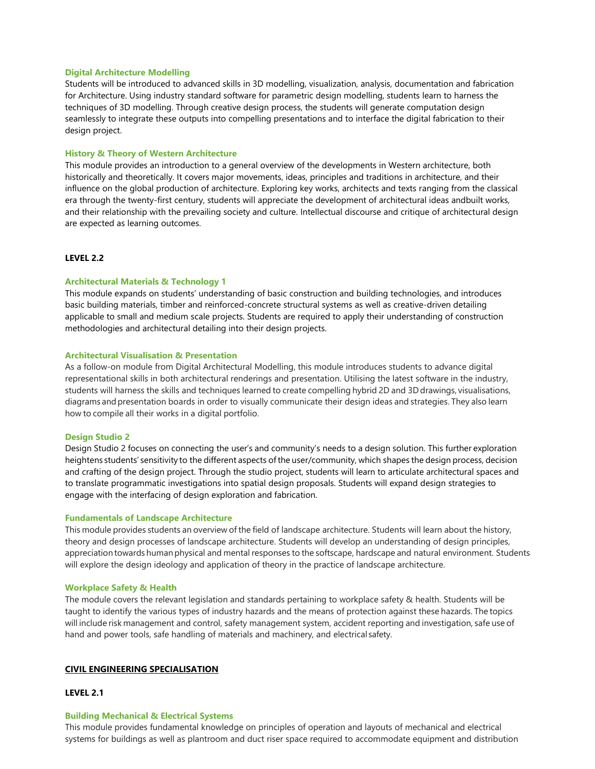### Digital Architecture Modelling

Students will be introduced to advanced skills in 3D modelling, visualization, analysis, documentation and fabrication for Architecture. Using industry standard software for parametric design modelling, students learn to harness the techniques of 3D modelling. Through creative design process, the students will generate computation design seamlessly to integrate these outputs into compelling presentations and to interface the digital fabrication to their design project.

### History & Theory of Western Architecture

This module provides an introduction to a general overview of the developments in Western architecture, both historically and theoretically. It covers major movements, ideas, principles and traditions in architecture, and their influence on the global production of architecture. Exploring key works, architects and texts ranging from the classical era through the twenty-first century, students will appreciate the development of architectural ideas andbuilt works, and their relationship with the prevailing society and culture. Intellectual discourse and critique of architectural design are expected as learning outcomes.

## LEVEL 2.2

### Architectural Materials & Technology 1

This module expands on students' understanding of basic construction and building technologies, and introduces basic building materials, timber and reinforced-concrete structural systems as well as creative-driven detailing applicable to small and medium scale projects. Students are required to apply their understanding of construction methodologies and architectural detailing into their design projects.

### Architectural Visualisation & Presentation

As a follow-on module from Digital Architectural Modelling, this module introduces students to advance digital representational skills in both architectural renderings and presentation. Utilising the latest software in the industry, students will harness the skills and techniques learned to create compelling hybrid 2D and 3D drawings, visualisations, diagrams and presentation boards in order to visually communicate their design ideas and strategies. They also learn how to compile all their works in a digital portfolio.

### Design Studio 2

Design Studio 2 focuses on connecting the user's and community's needs to a design solution. This further exploration heightens students' sensitivity to the different aspects of the user/community, which shapes the design process, decision and crafting of the design project. Through the studio project, students will learn to articulate architectural spaces and to translate programmatic investigations into spatial design proposals. Students will expand design strategies to engage with the interfacing of design exploration and fabrication.

### Fundamentals of Landscape Architecture

This module provides students an overview of the field of landscape architecture. Students will learn about the history, theory and design processes of landscape architecture. Students will develop an understanding of design principles, appreciation towards human physical and mental responses to the softscape, hardscape and natural environment. Students will explore the design ideology and application of theory in the practice of landscape architecture.

### Workplace Safety & Health

The module covers the relevant legislation and standards pertaining to workplace safety & health. Students will be taught to identify the various types of industry hazards and the means of protection against these hazards. The topics will include risk management and control, safety management system, accident reporting and investigation, safe use of hand and power tools, safe handling of materials and machinery, and electrical safety.

# CIVIL ENGINEERING SPECIALISATION

## LEVEL 2.1

### Building Mechanical & Electrical Systems

This module provides fundamental knowledge on principles of operation and layouts of mechanical and electrical systems for buildings as well as plantroom and duct riser space required to accommodate equipment and distribution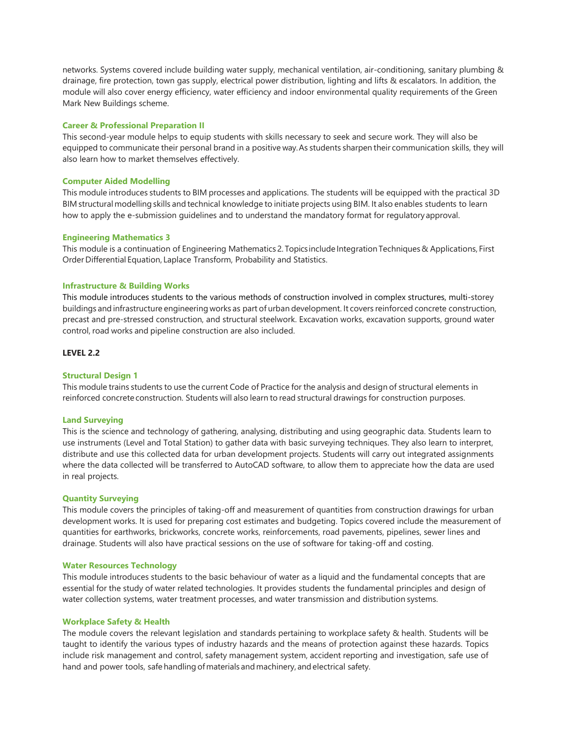networks. Systems covered include building water supply, mechanical ventilation, air-conditioning, sanitary plumbing & drainage, fire protection, town gas supply, electrical power distribution, lighting and lifts & escalators. In addition, the module will also cover energy efficiency, water efficiency and indoor environmental quality requirements of the Green Mark New Buildings scheme.

### Career & Professional Preparation II

This second-year module helps to equip students with skills necessary to seek and secure work. They will also be equipped to communicate their personal brand in a positive way. As students sharpen their communication skills, they will also learn how to market themselves effectively.

### Computer Aided Modelling

This module introduces students to BIM processes and applications. The students will be equipped with the practical 3D BIM structural modelling skills and technical knowledge to initiate projects using BIM. It also enables students to learn how to apply the e-submission guidelines and to understand the mandatory format for regulatory approval.

### Engineering Mathematics 3

This module is a continuation of Engineering Mathematics 2. Topics include Integration Techniques & Applications, First Order Differential Equation, Laplace Transform, Probability and Statistics.

### Infrastructure & Building Works

This module introduces students to the various methods of construction involved in complex structures, multi-storey buildings and infrastructure engineering works as part of urban development. It covers reinforced concrete construction, precast and pre-stressed construction, and structural steelwork. Excavation works, excavation supports, ground water control, road works and pipeline construction are also included.

## LEVEL 2.2

### Structural Design 1

This module trains students to use the current Code of Practice for the analysis and design of structural elements in reinforced concrete construction. Students will also learn to read structural drawings for construction purposes.

### Land Surveying

This is the science and technology of gathering, analysing, distributing and using geographic data. Students learn to use instruments (Level and Total Station) to gather data with basic surveying techniques. They also learn to interpret, distribute and use this collected data for urban development projects. Students will carry out integrated assignments where the data collected will be transferred to AutoCAD software, to allow them to appreciate how the data are used in real projects.

### Quantity Surveying

This module covers the principles of taking-off and measurement of quantities from construction drawings for urban development works. It is used for preparing cost estimates and budgeting. Topics covered include the measurement of quantities for earthworks, brickworks, concrete works, reinforcements, road pavements, pipelines, sewer lines and drainage. Students will also have practical sessions on the use of software for taking-off and costing.

### Water Resources Technology

This module introduces students to the basic behaviour of water as a liquid and the fundamental concepts that are essential for the study of water related technologies. It provides students the fundamental principles and design of water collection systems, water treatment processes, and water transmission and distribution systems.

### Workplace Safety & Health

The module covers the relevant legislation and standards pertaining to workplace safety & health. Students will be taught to identify the various types of industry hazards and the means of protection against these hazards. Topics include risk management and control, safety management system, accident reporting and investigation, safe use of hand and power tools, safe handling of materials and machinery, and electrical safety.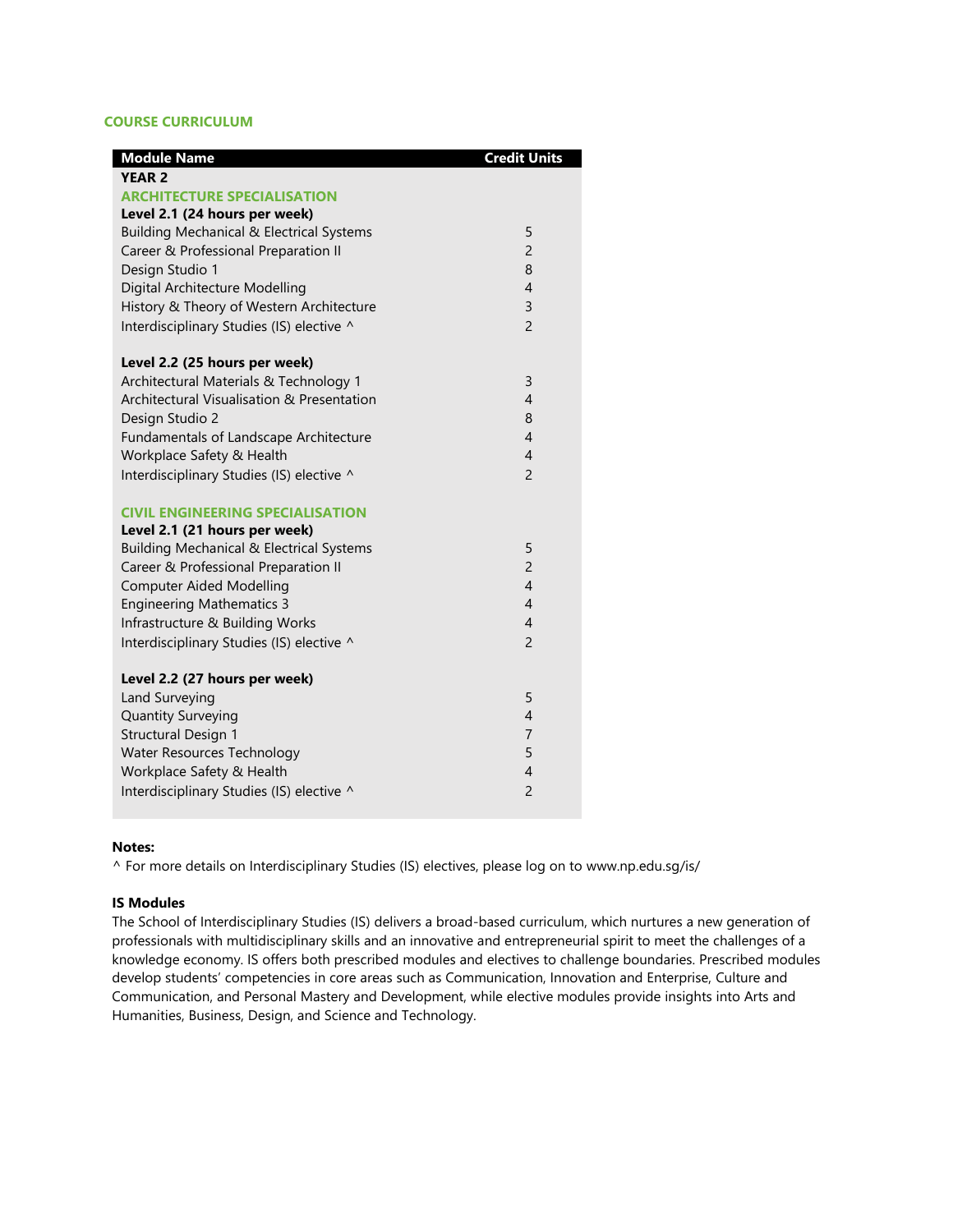### COURSE CURRICULUM

| Module Name | Credit Units |
| --- | --- |
| **YEAR 2** | |
| **ARCHITECTURE SPECIALISATION** | |
| **Level 2.1 (24 hours per week)** | |
| Building Mechanical & Electrical Systems | 5 |
| Career & Professional Preparation II | 2 |
| Design Studio 1 | 8 |
| Digital Architecture Modelling | 4 |
| History & Theory of Western Architecture | 3 |
| Interdisciplinary Studies (IS) elective ^ | 2 |
| **Level 2.2 (25 hours per week)** | |
| Architectural Materials & Technology 1 | 3 |
| Architectural Visualisation & Presentation | 4 |
| Design Studio 2 | 8 |
| Fundamentals of Landscape Architecture | 4 |
| Workplace Safety & Health | 4 |
| Interdisciplinary Studies (IS) elective ^ | 2 |
| **CIVIL ENGINEERING SPECIALISATION** | |
| **Level 2.1 (21 hours per week)** | |
| Building Mechanical & Electrical Systems | 5 |
| Career & Professional Preparation II | 2 |
| Computer Aided Modelling | 4 |
| Engineering Mathematics 3 | 4 |
| Infrastructure & Building Works | 4 |
| Interdisciplinary Studies (IS) elective ^ | 2 |
| **Level 2.2 (27 hours per week)** | |
| Land Surveying | 5 |
| Quantity Surveying | 4 |
| Structural Design 1 | 7 |
| Water Resources Technology | 5 |
| Workplace Safety & Health | 4 |
| Interdisciplinary Studies (IS) elective ^ | 2 |

**Notes:**

^ For more details on Interdisciplinary Studies (IS) electives, please log on to www.np.edu.sg/is/

**IS Modules**

The School of Interdisciplinary Studies (IS) delivers a broad-based curriculum, which nurtures a new generation of professionals with multidisciplinary skills and an innovative and entrepreneurial spirit to meet the challenges of a knowledge economy. IS offers both prescribed modules and electives to challenge boundaries. Prescribed modules develop students' competencies in core areas such as Communication, Innovation and Enterprise, Culture and Communication, and Personal Mastery and Development, while elective modules provide insights into Arts and Humanities, Business, Design, and Science and Technology.